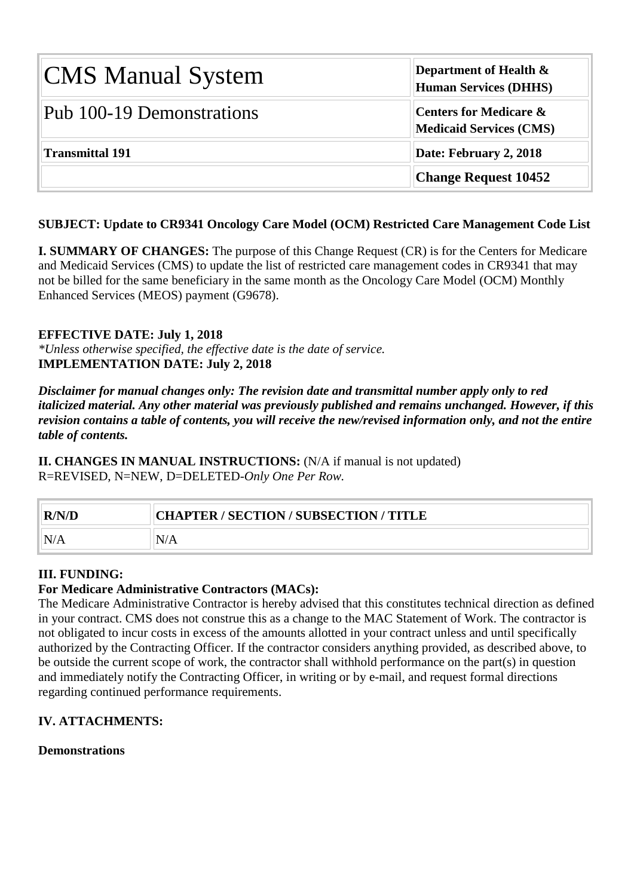| CMS Manual System | Department of Health & Human Services (DHHS) |
|---|---|
| Pub 100-19 Demonstrations | Centers for Medicare & Medicaid Services (CMS) |
| **Transmittal 191** | **Date: February 2, 2018** |
| | **Change Request 10452** |

**SUBJECT: Update to CR9341 Oncology Care Model (OCM) Restricted Care Management Code List**

**I. SUMMARY OF CHANGES:** The purpose of this Change Request (CR) is for the Centers for Medicare and Medicaid Services (CMS) to update the list of restricted care management codes in CR9341 that may not be billed for the same beneficiary in the same month as the Oncology Care Model (OCM) Monthly Enhanced Services (MEOS) payment (G9678).

**EFFECTIVE DATE: July 1, 2018**
*\*Unless otherwise specified, the effective date is the date of service.*
**IMPLEMENTATION DATE: July 2, 2018**

***Disclaimer for manual changes only: The revision date and transmittal number apply only to red italicized material. Any other material was previously published and remains unchanged. However, if this revision contains a table of contents, you will receive the new/revised information only, and not the entire table of contents.***

**II. CHANGES IN MANUAL INSTRUCTIONS:** (N/A if manual is not updated)
R=REVISED, N=NEW, D=DELETED-*Only One Per Row.*

| R/N/D | CHAPTER / SECTION / SUBSECTION / TITLE |
|---|---|
| N/A | N/A |

**III. FUNDING:**
**For Medicare Administrative Contractors (MACs):**
The Medicare Administrative Contractor is hereby advised that this constitutes technical direction as defined in your contract. CMS does not construe this as a change to the MAC Statement of Work. The contractor is not obligated to incur costs in excess of the amounts allotted in your contract unless and until specifically authorized by the Contracting Officer. If the contractor considers anything provided, as described above, to be outside the current scope of work, the contractor shall withhold performance on the part(s) in question and immediately notify the Contracting Officer, in writing or by e-mail, and request formal directions regarding continued performance requirements.

**IV. ATTACHMENTS:**

**Demonstrations**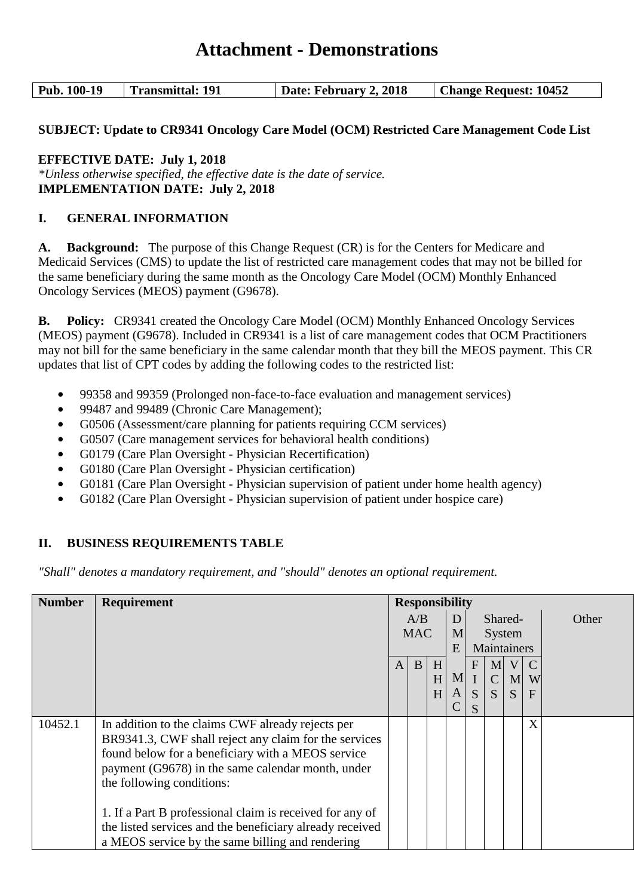# Attachment - Demonstrations

| Pub. 100-19 | Transmittal: 191 | Date: February 2, 2018 | Change Request: 10452 |
|---|---|---|---|

**SUBJECT: Update to CR9341 Oncology Care Model (OCM) Restricted Care Management Code List**

**EFFECTIVE DATE: July 1, 2018**
*\*Unless otherwise specified, the effective date is the date of service.*
**IMPLEMENTATION DATE: July 2, 2018**

## I. GENERAL INFORMATION

**A. Background:** The purpose of this Change Request (CR) is for the Centers for Medicare and Medicaid Services (CMS) to update the list of restricted care management codes that may not be billed for the same beneficiary during the same month as the Oncology Care Model (OCM) Monthly Enhanced Oncology Services (MEOS) payment (G9678).

**B. Policy:** CR9341 created the Oncology Care Model (OCM) Monthly Enhanced Oncology Services (MEOS) payment (G9678). Included in CR9341 is a list of care management codes that OCM Practitioners may not bill for the same beneficiary in the same calendar month that they bill the MEOS payment. This CR updates that list of CPT codes by adding the following codes to the restricted list:

- 99358 and 99359 (Prolonged non-face-to-face evaluation and management services)
- 99487 and 99489 (Chronic Care Management);
- G0506 (Assessment/care planning for patients requiring CCM services)
- G0507 (Care management services for behavioral health conditions)
- G0179 (Care Plan Oversight - Physician Recertification)
- G0180 (Care Plan Oversight - Physician certification)
- G0181 (Care Plan Oversight - Physician supervision of patient under home health agency)
- G0182 (Care Plan Oversight - Physician supervision of patient under hospice care)

## II. BUSINESS REQUIREMENTS TABLE

*"Shall" denotes a mandatory requirement, and "should" denotes an optional requirement.*

| Number | Requirement | Responsibility | | | | | | | | |
|---|---|---|---|---|---|---|---|---|---|---|
| | | A/B MAC | | | DME | Shared-System Maintainers | | | | Other |
| | | A | B | HHH | MAC | FISS | MCS | VMS | CWF | |
| 10452.1 | In addition to the claims CWF already rejects per BR9341.3, CWF shall reject any claim for the services found below for a beneficiary with a MEOS service payment (G9678) in the same calendar month, under the following conditions:<br><br>1. If a Part B professional claim is received for any of the listed services and the beneficiary already received a MEOS service by the same billing and rendering | | | | | | | | X | |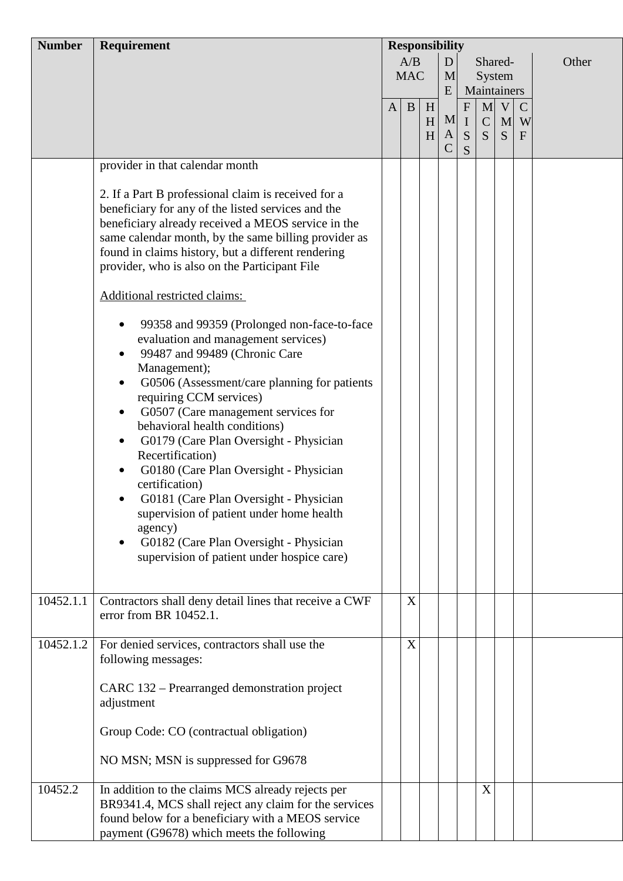| Number | Requirement | Responsibility | | | | | | | | |
|---|---|---|---|---|---|---|---|---|---|---|
| | | A/B MAC | | | DME MAC | Shared-System Maintainers | | | | Other |
| | | A | B | HHH | | FISS | MCS | VMS | CWF | |
| | provider in that calendar month<br><br>2. If a Part B professional claim is received for a beneficiary for any of the listed services and the beneficiary already received a MEOS service in the same calendar month, by the same billing provider as found in claims history, but a different rendering provider, who is also on the Participant File<br><br>Additional restricted claims:<br><br>• 99358 and 99359 (Prolonged non-face-to-face evaluation and management services)<br>• 99487 and 99489 (Chronic Care Management);<br>• G0506 (Assessment/care planning for patients requiring CCM services)<br>• G0507 (Care management services for behavioral health conditions)<br>• G0179 (Care Plan Oversight - Physician Recertification)<br>• G0180 (Care Plan Oversight - Physician certification)<br>• G0181 (Care Plan Oversight - Physician supervision of patient under home health agency)<br>• G0182 (Care Plan Oversight - Physician supervision of patient under hospice care) | | | | | | | | | |
| 10452.1.1 | Contractors shall deny detail lines that receive a CWF error from BR 10452.1. | | X | | | | | | | |
| 10452.1.2 | For denied services, contractors shall use the following messages:<br><br>CARC 132 – Prearranged demonstration project adjustment<br><br>Group Code: CO (contractual obligation)<br><br>NO MSN; MSN is suppressed for G9678 | | X | | | | | | | |
| 10452.2 | In addition to the claims MCS already rejects per BR9341.4, MCS shall reject any claim for the services found below for a beneficiary with a MEOS service payment (G9678) which meets the following | | | | | | X | | | |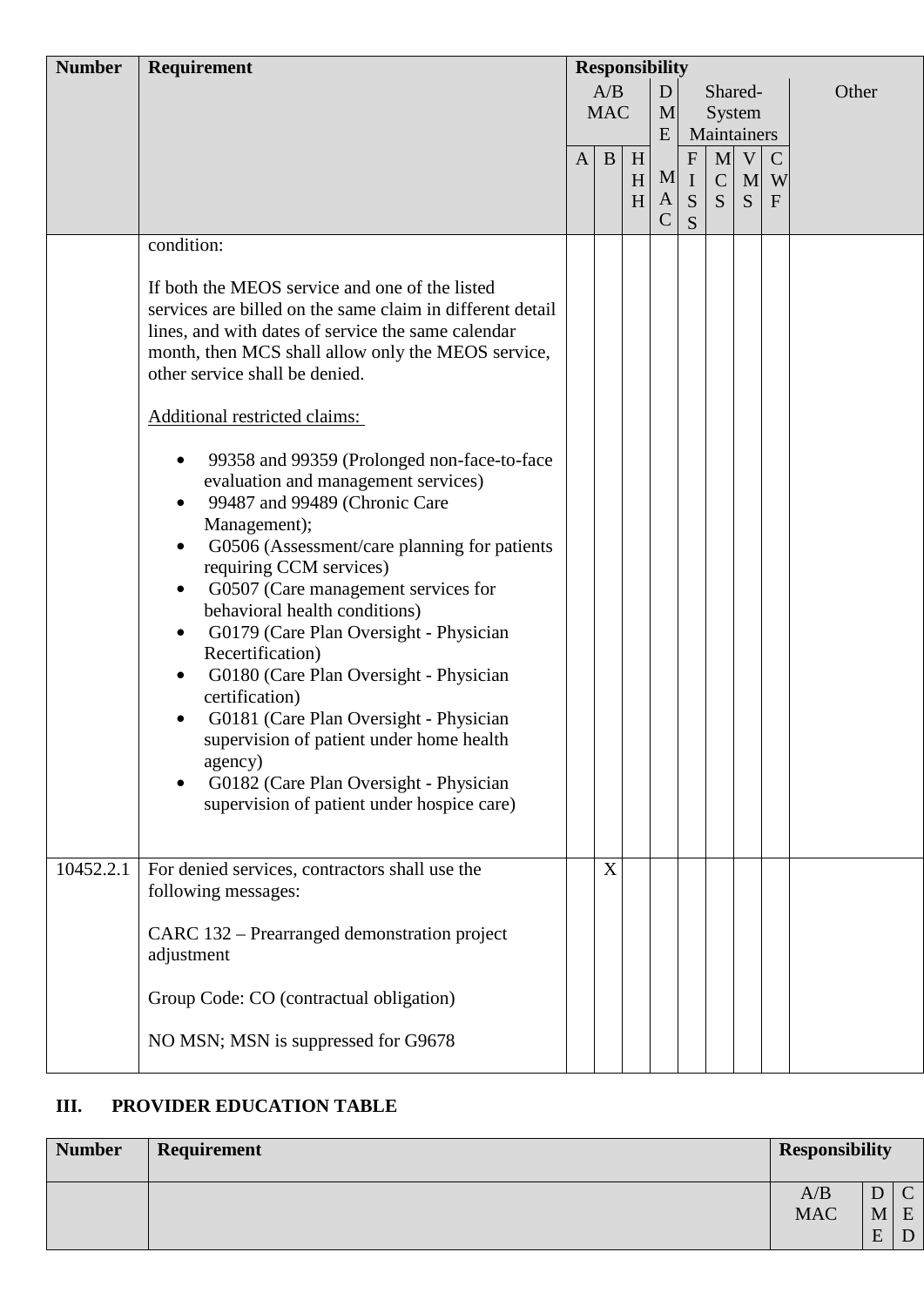| Number | Requirement | Responsibility | | | | | | | | |
|---|---|---|---|---|---|---|---|---|---|---|
| | | A/B MAC | | | D M E M A C | Shared-System Maintainers | | | | Other |
| | | A | B | H H H | | F I S S | M C S | V M S | C W F | |
| | condition:<br><br>If both the MEOS service and one of the listed services are billed on the same claim in different detail lines, and with dates of service the same calendar month, then MCS shall allow only the MEOS service, other service shall be denied.<br><br>Additional restricted claims:<br><br>• 99358 and 99359 (Prolonged non-face-to-face evaluation and management services)<br>• 99487 and 99489 (Chronic Care Management);<br>• G0506 (Assessment/care planning for patients requiring CCM services)<br>• G0507 (Care management services for behavioral health conditions)<br>• G0179 (Care Plan Oversight - Physician Recertification)<br>• G0180 (Care Plan Oversight - Physician certification)<br>• G0181 (Care Plan Oversight - Physician supervision of patient under home health agency)<br>• G0182 (Care Plan Oversight - Physician supervision of patient under hospice care) | | | | | | | | | |
| 10452.2.1 | For denied services, contractors shall use the following messages:<br><br>CARC 132 – Prearranged demonstration project adjustment<br><br>Group Code: CO (contractual obligation)<br><br>NO MSN; MSN is suppressed for G9678 | | X | | | | | | | |

## III. PROVIDER EDUCATION TABLE

| Number | Requirement | Responsibility | | |
|---|---|---|---|---|
| | | A/B MAC | D M E | C E D |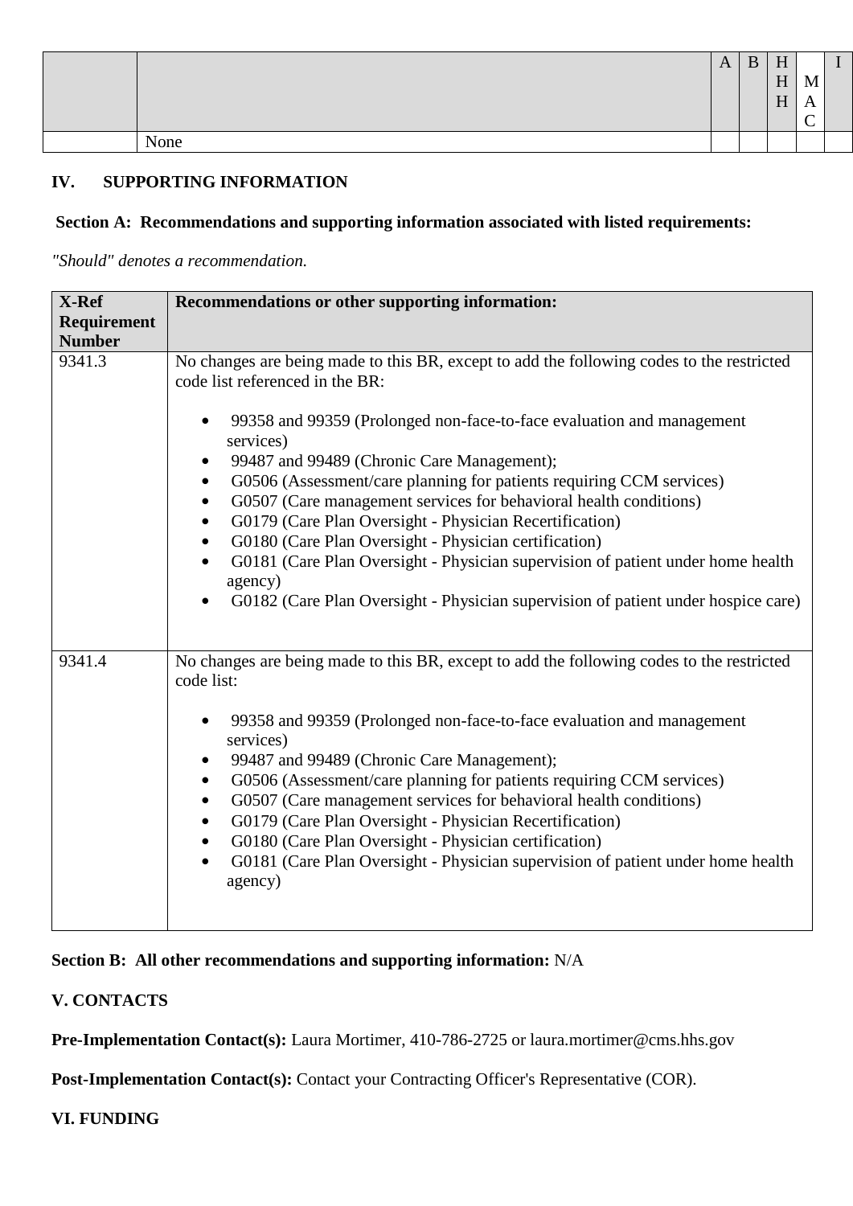| | | A | B | HHH | MAC | I |
|---|---|---|---|---|---|---|
| | None | | | | | |

## IV. SUPPORTING INFORMATION

### Section A: Recommendations and supporting information associated with listed requirements:

*"Should" denotes a recommendation.*

| X-Ref Requirement Number | Recommendations or other supporting information: |
|---|---|
| 9341.3 | No changes are being made to this BR, except to add the following codes to the restricted code list referenced in the BR:<br><br>• 99358 and 99359 (Prolonged non-face-to-face evaluation and management services)<br>• 99487 and 99489 (Chronic Care Management);<br>• G0506 (Assessment/care planning for patients requiring CCM services)<br>• G0507 (Care management services for behavioral health conditions)<br>• G0179 (Care Plan Oversight - Physician Recertification)<br>• G0180 (Care Plan Oversight - Physician certification)<br>• G0181 (Care Plan Oversight - Physician supervision of patient under home health agency)<br>• G0182 (Care Plan Oversight - Physician supervision of patient under hospice care) |
| 9341.4 | No changes are being made to this BR, except to add the following codes to the restricted code list:<br><br>• 99358 and 99359 (Prolonged non-face-to-face evaluation and management services)<br>• 99487 and 99489 (Chronic Care Management);<br>• G0506 (Assessment/care planning for patients requiring CCM services)<br>• G0507 (Care management services for behavioral health conditions)<br>• G0179 (Care Plan Oversight - Physician Recertification)<br>• G0180 (Care Plan Oversight - Physician certification)<br>• G0181 (Care Plan Oversight - Physician supervision of patient under home health agency) |

**Section B: All other recommendations and supporting information:** N/A

## V. CONTACTS

**Pre-Implementation Contact(s):** Laura Mortimer, 410-786-2725 or laura.mortimer@cms.hhs.gov

**Post-Implementation Contact(s):** Contact your Contracting Officer's Representative (COR).

## VI. FUNDING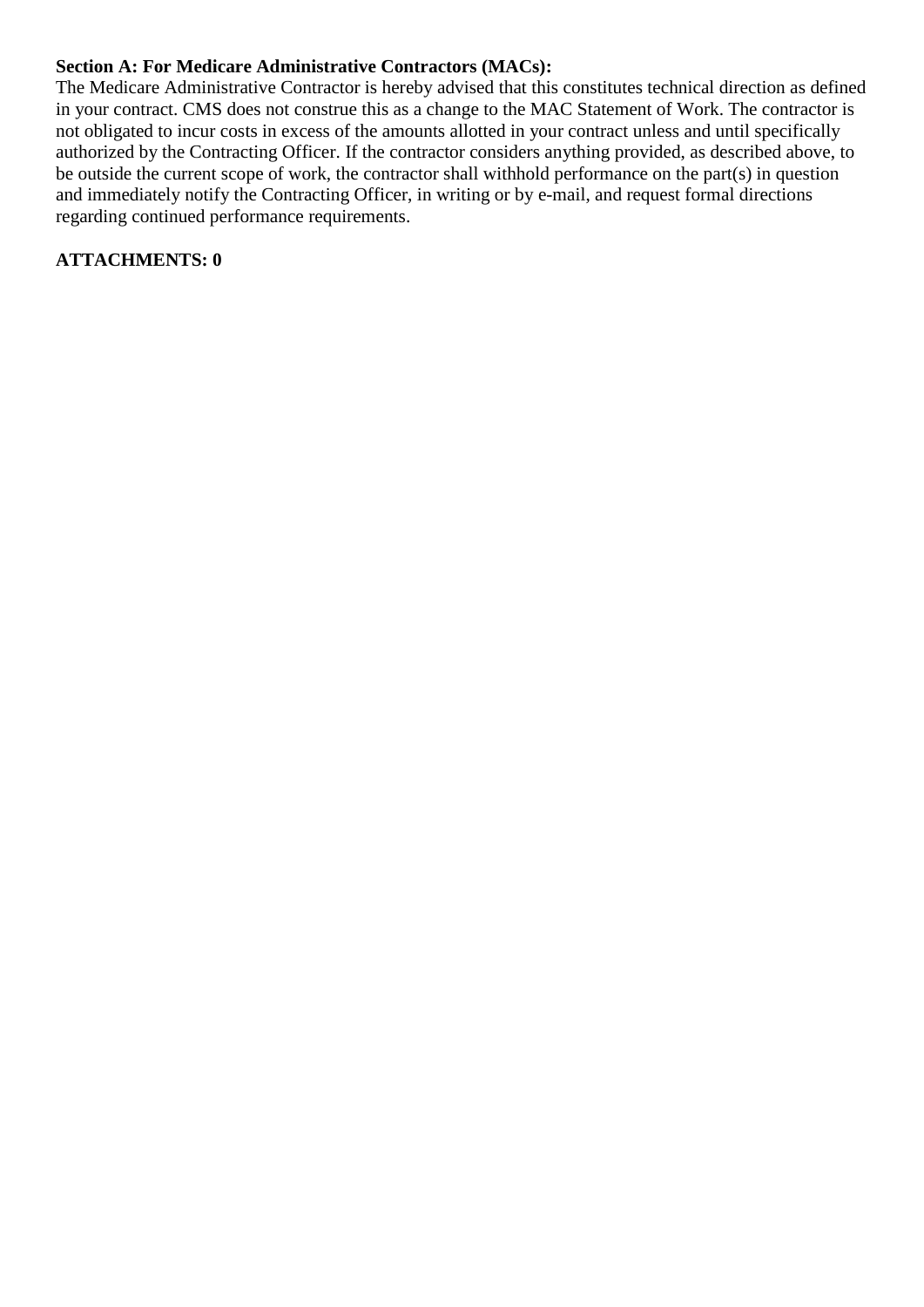**Section A: For Medicare Administrative Contractors (MACs):**

The Medicare Administrative Contractor is hereby advised that this constitutes technical direction as defined in your contract. CMS does not construe this as a change to the MAC Statement of Work. The contractor is not obligated to incur costs in excess of the amounts allotted in your contract unless and until specifically authorized by the Contracting Officer. If the contractor considers anything provided, as described above, to be outside the current scope of work, the contractor shall withhold performance on the part(s) in question and immediately notify the Contracting Officer, in writing or by e-mail, and request formal directions regarding continued performance requirements.

**ATTACHMENTS: 0**